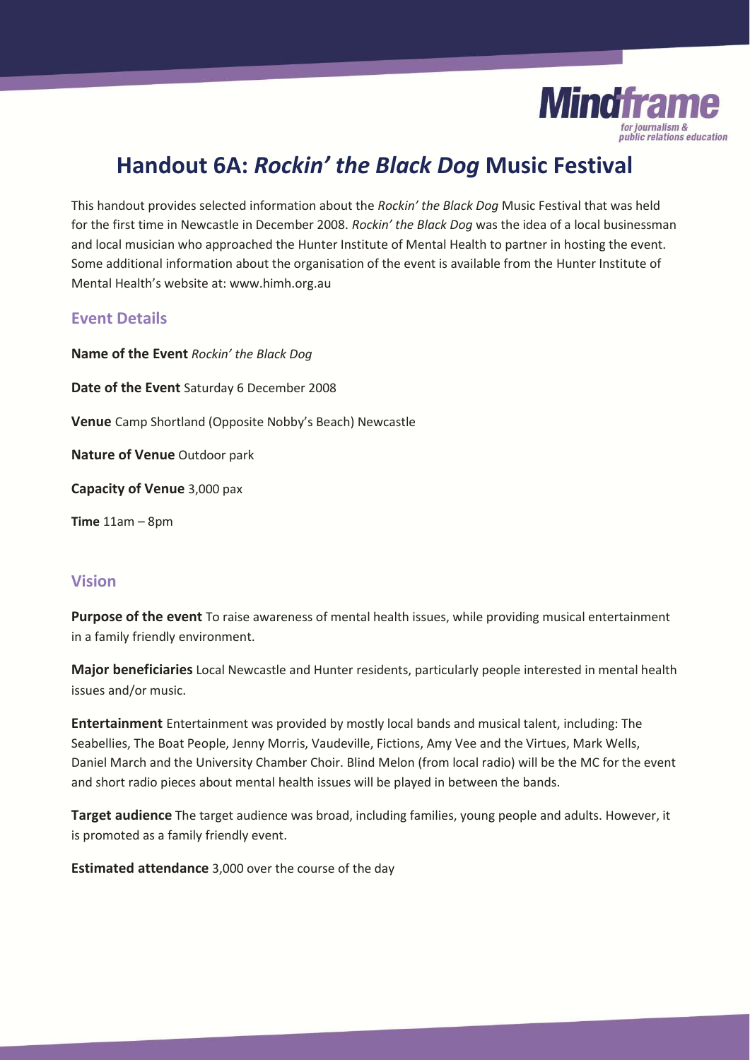# Handout 6A: *Rockin' the Black Dog* Music Festival

This handout provides selected information about the *Rockin' the Black Dog* Music Festival that was held for the first time in Newcastle in December 2008. *Rockin' the Black Dog* was the idea of a local businessman and local musician who approached the Hunter Institute of Mental Health to partner in hosting the event. Some additional information about the organisation of the event is available from the Hunter Institute of Mental Health's website at: www.himh.org.au

## Event Details

**Name of the Event** *Rockin' the Black Dog*

**Date of the Event** Saturday 6 December 2008

**Venue** Camp Shortland (Opposite Nobby's Beach) Newcastle

**Nature of Venue** Outdoor park

**Capacity of Venue** 3,000 pax

**Time** 11am – 8pm

## Vision

**Purpose of the event** To raise awareness of mental health issues, while providing musical entertainment in a family friendly environment.

**Major beneficiaries** Local Newcastle and Hunter residents, particularly people interested in mental health issues and/or music.

**Entertainment** Entertainment was provided by mostly local bands and musical talent, including: The Seabellies, The Boat People, Jenny Morris, Vaudeville, Fictions, Amy Vee and the Virtues, Mark Wells, Daniel March and the University Chamber Choir. Blind Melon (from local radio) will be the MC for the event and short radio pieces about mental health issues will be played in between the bands.

**Target audience** The target audience was broad, including families, young people and adults. However, it is promoted as a family friendly event.

**Estimated attendance** 3,000 over the course of the day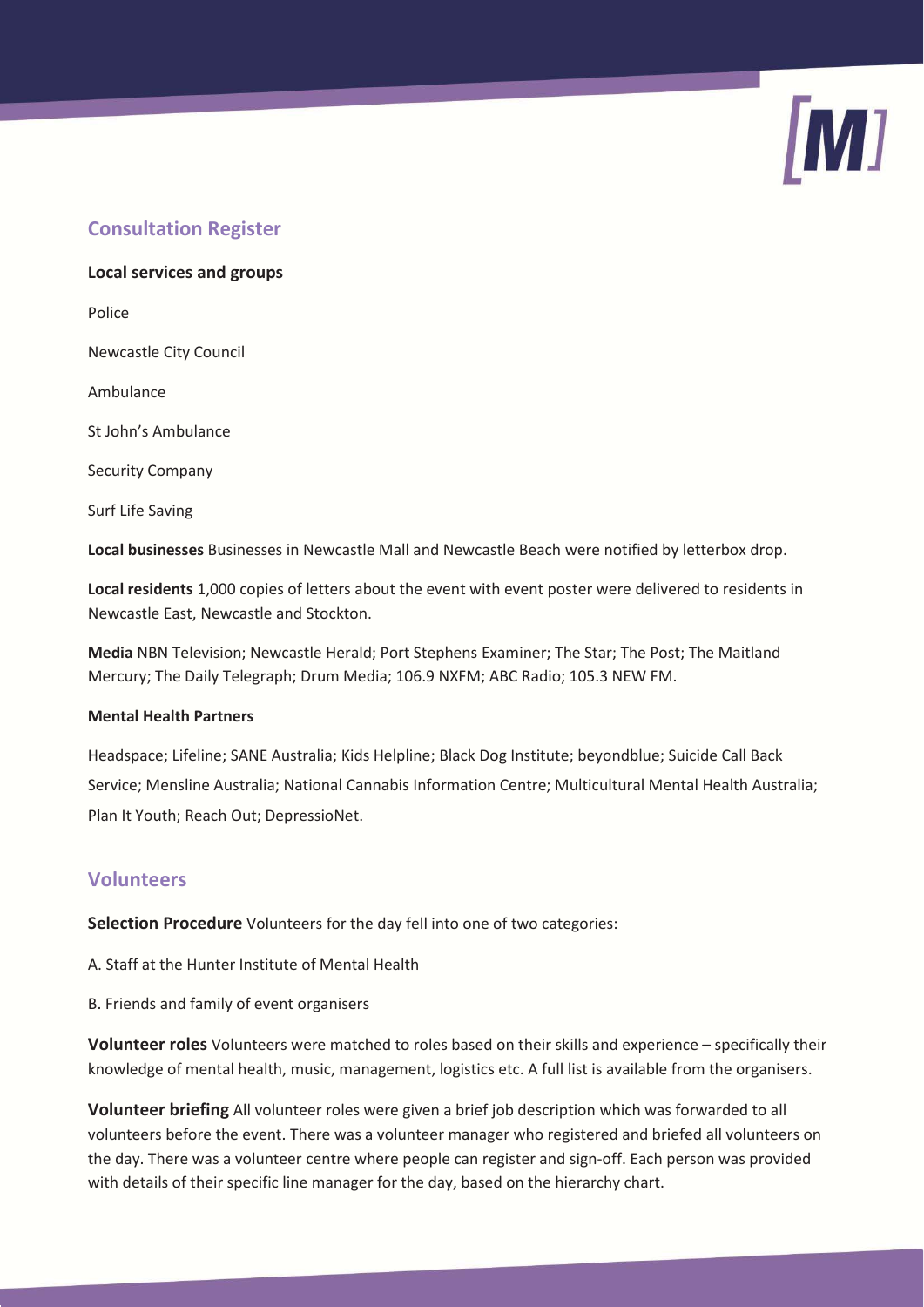## Consultation Register

### Local services and groups

Police

Newcastle City Council

Ambulance

St John's Ambulance

Security Company

Surf Life Saving

**Local businesses** Businesses in Newcastle Mall and Newcastle Beach were notified by letterbox drop.

**Local residents** 1,000 copies of letters about the event with event poster were delivered to residents in Newcastle East, Newcastle and Stockton.

**Media** NBN Television; Newcastle Herald; Port Stephens Examiner; The Star; The Post; The Maitland Mercury; The Daily Telegraph; Drum Media; 106.9 NXFM; ABC Radio; 105.3 NEW FM.

#### Mental Health Partners

Headspace; Lifeline; SANE Australia; Kids Helpline; Black Dog Institute; beyondblue; Suicide Call Back Service; Mensline Australia; National Cannabis Information Centre; Multicultural Mental Health Australia; Plan It Youth; Reach Out; DepressioNet.

## Volunteers

**Selection Procedure** Volunteers for the day fell into one of two categories:

A. Staff at the Hunter Institute of Mental Health

B. Friends and family of event organisers

**Volunteer roles** Volunteers were matched to roles based on their skills and experience – specifically their knowledge of mental health, music, management, logistics etc. A full list is available from the organisers.

**Volunteer briefing** All volunteer roles were given a brief job description which was forwarded to all volunteers before the event. There was a volunteer manager who registered and briefed all volunteers on the day. There was a volunteer centre where people can register and sign-off. Each person was provided with details of their specific line manager for the day, based on the hierarchy chart.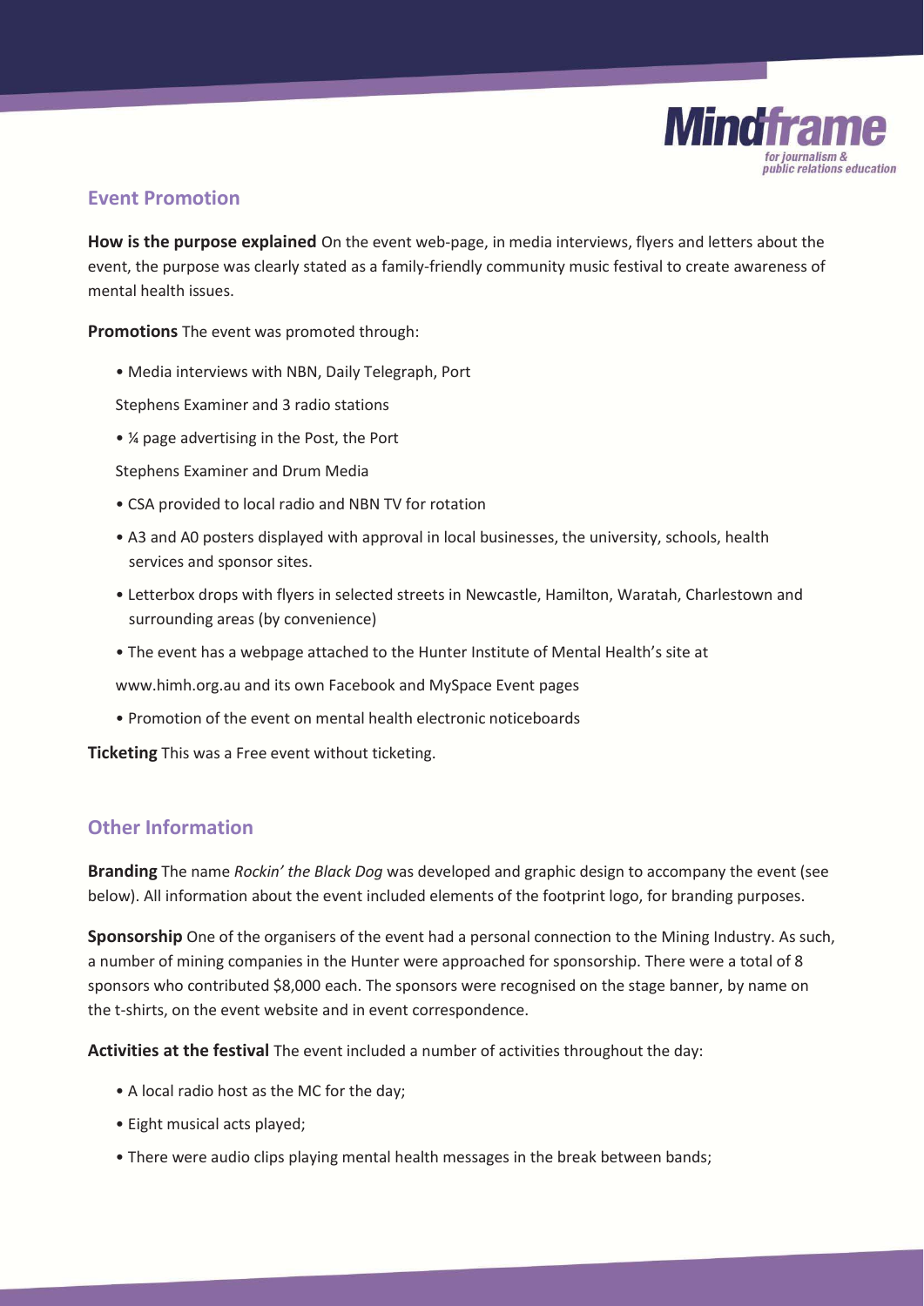## Event Promotion

**How is the purpose explained** On the event web-page, in media interviews, flyers and letters about the event, the purpose was clearly stated as a family-friendly community music festival to create awareness of mental health issues.

**Promotions** The event was promoted through:

- Media interviews with NBN, Daily Telegraph, Port Stephens Examiner and 3 radio stations
- ¼ page advertising in the Post, the Port Stephens Examiner and Drum Media
- CSA provided to local radio and NBN TV for rotation
- A3 and A0 posters displayed with approval in local businesses, the university, schools, health services and sponsor sites.
- Letterbox drops with flyers in selected streets in Newcastle, Hamilton, Waratah, Charlestown and surrounding areas (by convenience)
- The event has a webpage attached to the Hunter Institute of Mental Health's site at www.himh.org.au and its own Facebook and MySpace Event pages
- Promotion of the event on mental health electronic noticeboards

**Ticketing** This was a Free event without ticketing.

## Other Information

**Branding** The name *Rockin' the Black Dog* was developed and graphic design to accompany the event (see below). All information about the event included elements of the footprint logo, for branding purposes.

**Sponsorship** One of the organisers of the event had a personal connection to the Mining Industry. As such, a number of mining companies in the Hunter were approached for sponsorship. There were a total of 8 sponsors who contributed $8,000 each. The sponsors were recognised on the stage banner, by name on the t-shirts, on the event website and in event correspondence.

**Activities at the festival** The event included a number of activities throughout the day:

- A local radio host as the MC for the day;
- Eight musical acts played;
- There were audio clips playing mental health messages in the break between bands;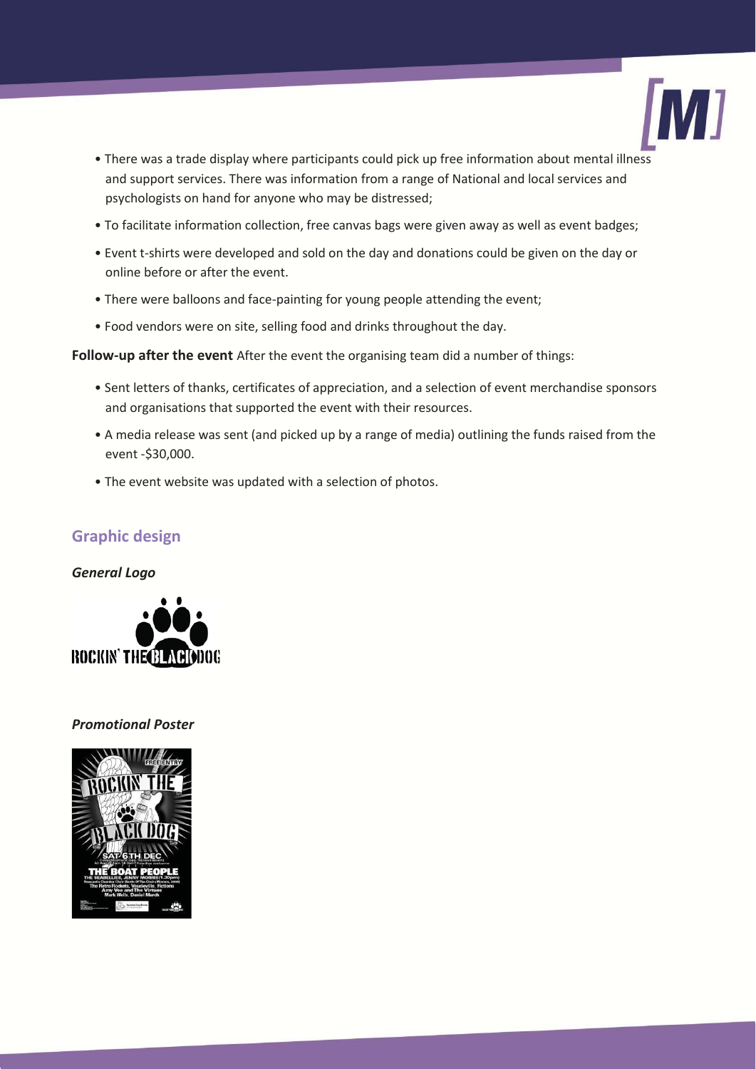- There was a trade display where participants could pick up free information about mental illness and support services. There was information from a range of National and local services and psychologists on hand for anyone who may be distressed;
- To facilitate information collection, free canvas bags were given away as well as event badges;
- Event t-shirts were developed and sold on the day and donations could be given on the day or online before or after the event.
- There were balloons and face-painting for young people attending the event;
- Food vendors were on site, selling food and drinks throughout the day.

**Follow-up after the event** After the event the organising team did a number of things:

- Sent letters of thanks, certificates of appreciation, and a selection of event merchandise sponsors and organisations that supported the event with their resources.
- A media release was sent (and picked up by a range of media) outlining the funds raised from the event -$30,000.
- The event website was updated with a selection of photos.

## Graphic design

***General Logo***

***Promotional Poster***